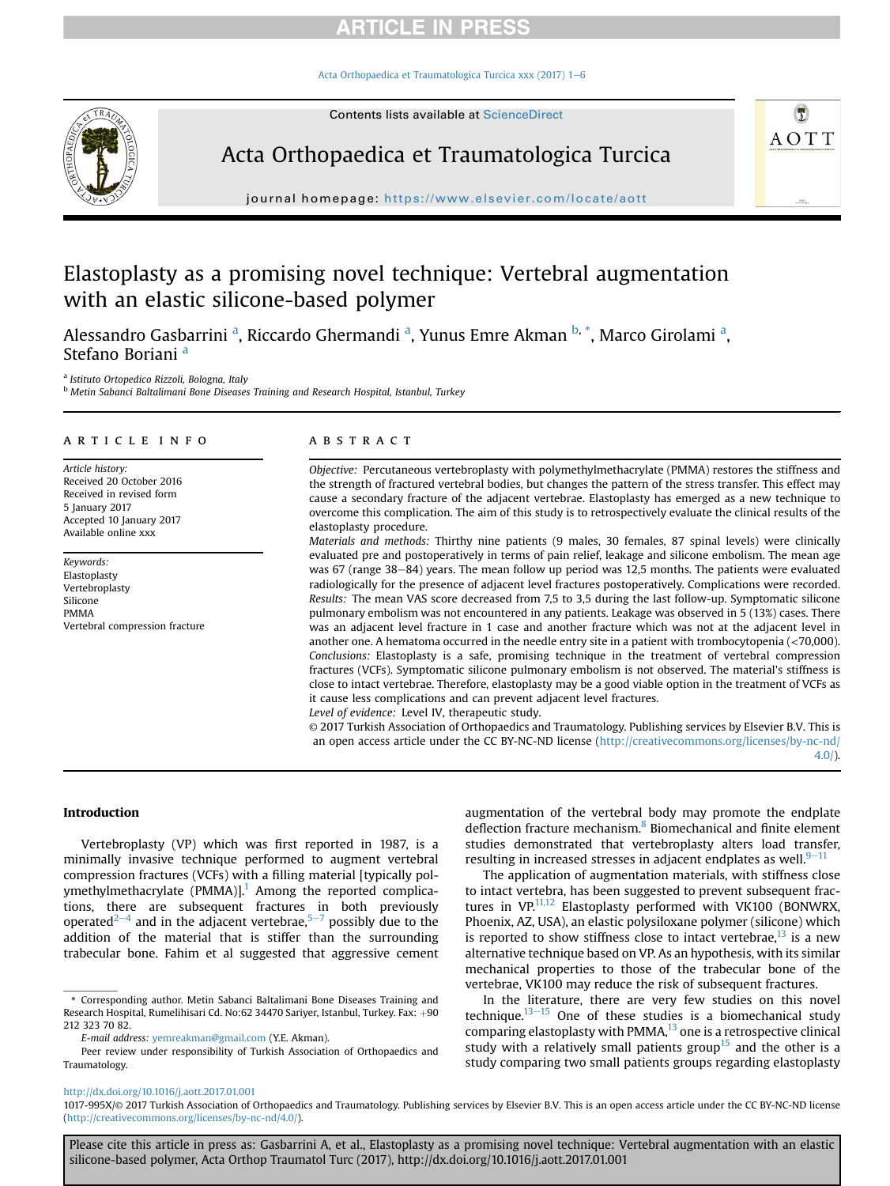# Elastoplasty as a promising novel technique: Vertebral augmentation with an elastic silicone-based polymer

Alessandro Gasbarrini [a], Riccardo Ghermandi [a], Yunus Emre Akman [b,*], Marco Girolami [a], Stefano Boriani [a]

[a] Istituto Ortopedico Rizzoli, Bologna, Italy

[b] Metin Sabanci Baltalimani Bone Diseases Training and Research Hospital, Istanbul, Turkey

## ARTICLE INFO

*Article history:*
Received 20 October 2016
Received in revised form
5 January 2017
Accepted 10 January 2017
Available online xxx

*Keywords:*
Elastoplasty
Vertebroplasty
Silicone
PMMA
Vertebral compression fracture

## ABSTRACT

*Objective:* Percutaneous vertebroplasty with polymethylmethacrylate (PMMA) restores the stiffness and the strength of fractured vertebral bodies, but changes the pattern of the stress transfer. This effect may cause a secondary fracture of the adjacent vertebrae. Elastoplasty has emerged as a new technique to overcome this complication. The aim of this study is to retrospectively evaluate the clinical results of the elastoplasty procedure.

*Materials and methods:* Thirthy nine patients (9 males, 30 females, 87 spinal levels) were clinically evaluated pre and postoperatively in terms of pain relief, leakage and silicone embolism. The mean age was 67 (range 38–84) years. The mean follow up period was 12,5 months. The patients were evaluated radiologically for the presence of adjacent level fractures postoperatively. Complications were recorded.

*Results:* The mean VAS score decreased from 7,5 to 3,5 during the last follow-up. Symptomatic silicone pulmonary embolism was not encountered in any patients. Leakage was observed in 5 (13%) cases. There was an adjacent level fracture in 1 case and another fracture which was not at the adjacent level in another one. A hematoma occurred in the needle entry site in a patient with trombocytopenia (<70,000).

*Conclusions:* Elastoplasty is a safe, promising technique in the treatment of vertebral compression fractures (VCFs). Symptomatic silicone pulmonary embolism is not observed. The material's stiffness is close to intact vertebrae. Therefore, elastoplasty may be a good viable option in the treatment of VCFs as it cause less complications and can prevent adjacent level fractures.

*Level of evidence:* Level IV, therapeutic study.

© 2017 Turkish Association of Orthopaedics and Traumatology. Publishing services by Elsevier B.V. This is an open access article under the CC BY-NC-ND license (http://creativecommons.org/licenses/by-nc-nd/4.0/).

## Introduction

Vertebroplasty (VP) which was first reported in 1987, is a minimally invasive technique performed to augment vertebral compression fractures (VCFs) with a filling material [typically polymethylmethacrylate (PMMA)].[1] Among the reported complications, there are subsequent fractures in both previously operated[2–4] and in the adjacent vertebrae,[5–7] possibly due to the addition of the material that is stiffer than the surrounding trabecular bone. Fahim et al suggested that aggressive cement augmentation of the vertebral body may promote the endplate deflection fracture mechanism.[8] Biomechanical and finite element studies demonstrated that vertebroplasty alters load transfer, resulting in increased stresses in adjacent endplates as well.[9–11]

The application of augmentation materials, with stiffness close to intact vertebra, has been suggested to prevent subsequent fractures in VP.[11,12] Elastoplasty performed with VK100 (BONWRX, Phoenix, AZ, USA), an elastic polysiloxane polymer (silicone) which is reported to show stiffness close to intact vertebrae,[13] is a new alternative technique based on VP. As an hypothesis, with its similar mechanical properties to those of the trabecular bone of the vertebrae, VK100 may reduce the risk of subsequent fractures.

In the literature, there are very few studies on this novel technique.[13–15] One of these studies is a biomechanical study comparing elastoplasty with PMMA,[13] one is a retrospective clinical study with a relatively small patients group[15] and the other is a study comparing two small patients groups regarding elastoplasty

* Corresponding author. Metin Sabanci Baltalimani Bone Diseases Training and Research Hospital, Rumelihisari Cd. No:62 34470 Sariyer, Istanbul, Turkey. Fax: +90 212 323 70 82.

*E-mail address:* yemreakman@gmail.com (Y.E. Akman).

Peer review under responsibility of Turkish Association of Orthopaedics and Traumatology.

http://dx.doi.org/10.1016/j.aott.2017.01.001

1017-995X/© 2017 Turkish Association of Orthopaedics and Traumatology. Publishing services by Elsevier B.V. This is an open access article under the CC BY-NC-ND license (http://creativecommons.org/licenses/by-nc-nd/4.0/).

Please cite this article in press as: Gasbarrini A, et al., Elastoplasty as a promising novel technique: Vertebral augmentation with an elastic silicone-based polymer, Acta Orthop Traumatol Turc (2017), http://dx.doi.org/10.1016/j.aott.2017.01.001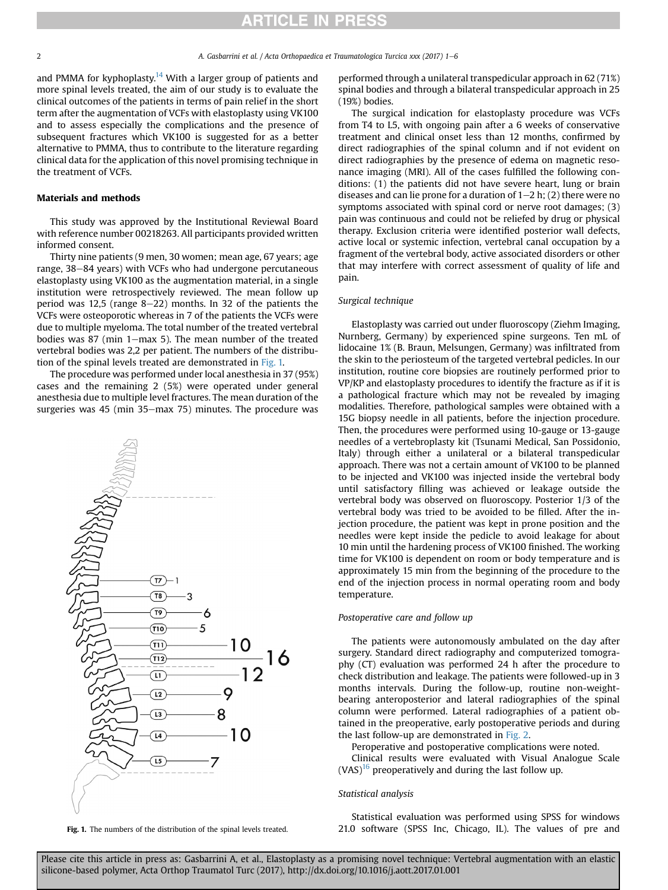and PMMA for kyphoplasty.[14] With a larger group of patients and more spinal levels treated, the aim of our study is to evaluate the clinical outcomes of the patients in terms of pain relief in the short term after the augmentation of VCFs with elastoplasty using VK100 and to assess especially the complications and the presence of subsequent fractures which VK100 is suggested for as a better alternative to PMMA, thus to contribute to the literature regarding clinical data for the application of this novel promising technique in the treatment of VCFs.

## Materials and methods

This study was approved by the Institutional Reviewal Board with reference number 00218263. All participants provided written informed consent.

Thirty nine patients (9 men, 30 women; mean age, 67 years; age range, 38–84 years) with VCFs who had undergone percutaneous elastoplasty using VK100 as the augmentation material, in a single institution were retrospectively reviewed. The mean follow up period was 12,5 (range 8–22) months. In 32 of the patients the VCFs were osteoporotic whereas in 7 of the patients the VCFs were due to multiple myeloma. The total number of the treated vertebral bodies was 87 (min 1–max 5). The mean number of the treated vertebral bodies was 2,2 per patient. The numbers of the distribution of the spinal levels treated are demonstrated in Fig. 1.

The procedure was performed under local anesthesia in 37 (95%) cases and the remaining 2 (5%) were operated under general anesthesia due to multiple level fractures. The mean duration of the surgeries was 45 (min 35–max 75) minutes. The procedure was performed through a unilateral transpedicular approach in 62 (71%) spinal bodies and through a bilateral transpedicular approach in 25 (19%) bodies.

Fig. 1. The numbers of the distribution of the spinal levels treated.

The surgical indication for elastoplasty procedure was VCFs from T4 to L5, with ongoing pain after a 6 weeks of conservative treatment and clinical onset less than 12 months, confirmed by direct radiographies of the spinal column and if not evident on direct radiographies by the presence of edema on magnetic resonance imaging (MRI). All of the cases fulfilled the following conditions: (1) the patients did not have severe heart, lung or brain diseases and can lie prone for a duration of 1–2 h; (2) there were no symptoms associated with spinal cord or nerve root damages; (3) pain was continuous and could not be reliefed by drug or physical therapy. Exclusion criteria were identified posterior wall defects, active local or systemic infection, vertebral canal occupation by a fragment of the vertebral body, active associated disorders or other that may interfere with correct assessment of quality of life and pain.

### Surgical technique

Elastoplasty was carried out under fluoroscopy (Ziehm Imaging, Nurnberg, Germany) by experienced spine surgeons. Ten mL of lidocaine 1% (B. Braun, Melsungen, Germany) was infiltrated from the skin to the periosteum of the targeted vertebral pedicles. In our institution, routine core biopsies are routinely performed prior to VP/KP and elastoplasty procedures to identify the fracture as if it is a pathological fracture which may not be revealed by imaging modalities. Therefore, pathological samples were obtained with a 15G biopsy needle in all patients, before the injection procedure. Then, the procedures were performed using 10-gauge or 13-gauge needles of a vertebroplasty kit (Tsunami Medical, San Possidonio, Italy) through either a unilateral or a bilateral transpedicular approach. There was not a certain amount of VK100 to be planned to be injected and VK100 was injected inside the vertebral body until satisfactory filling was achieved or leakage outside the vertebral body was observed on fluoroscopy. Posterior 1/3 of the vertebral body was tried to be avoided to be filled. After the injection procedure, the patient was kept in prone position and the needles were kept inside the pedicle to avoid leakage for about 10 min until the hardening process of VK100 finished. The working time for VK100 is dependent on room or body temperature and is approximately 15 min from the beginning of the procedure to the end of the injection process in normal operating room and body temperature.

### Postoperative care and follow up

The patients were autonomously ambulated on the day after surgery. Standard direct radiography and computerized tomography (CT) evaluation was performed 24 h after the procedure to check distribution and leakage. The patients were followed-up in 3 months intervals. During the follow-up, routine non-weight-bearing anteroposterior and lateral radiographies of the spinal column were performed. Lateral radiographies of a patient obtained in the preoperative, early postoperative periods and during the last follow-up are demonstrated in Fig. 2.

Peroperative and postoperative complications were noted.

Clinical results were evaluated with Visual Analogue Scale (VAS)[16] preoperatively and during the last follow up.

### Statistical analysis

Statistical evaluation was performed using SPSS for windows 21.0 software (SPSS Inc, Chicago, IL). The values of pre and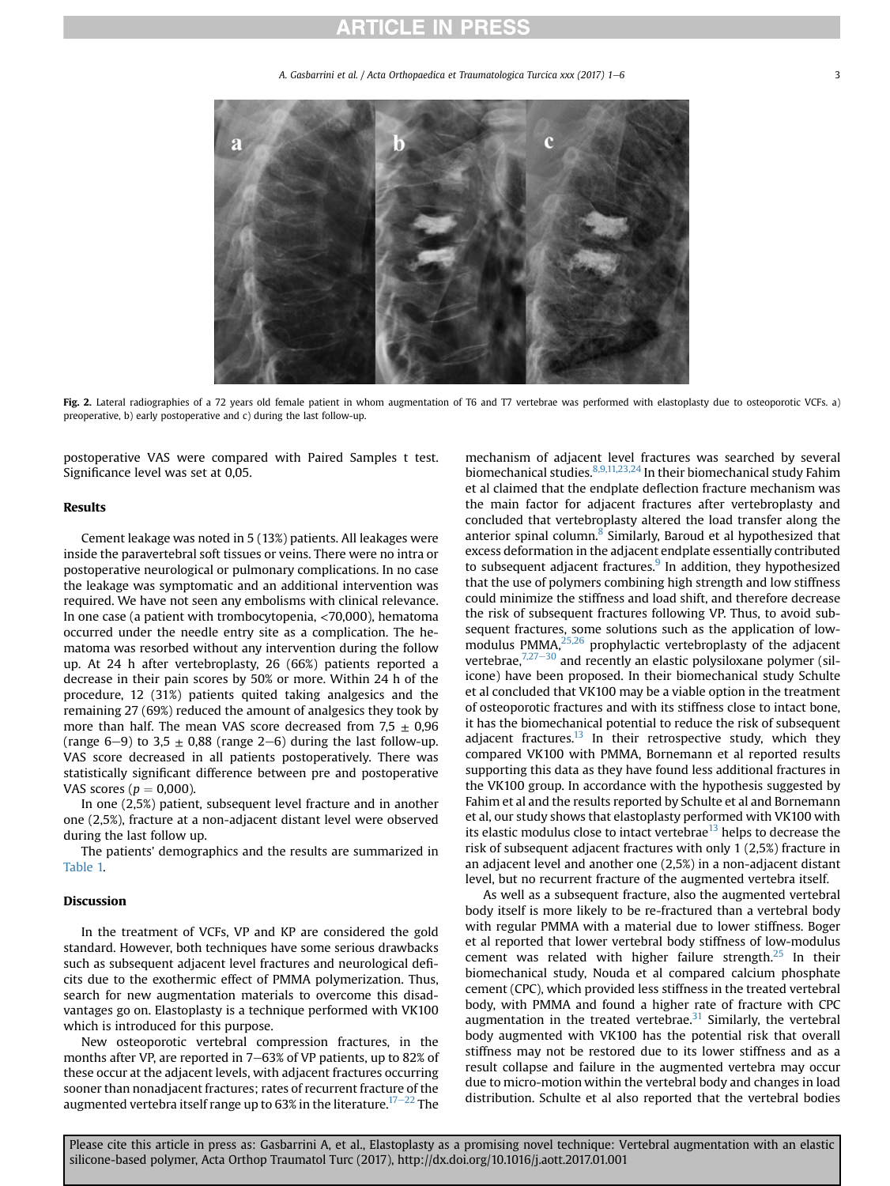Fig. 2. Lateral radiographies of a 72 years old female patient in whom augmentation of T6 and T7 vertebrae was performed with elastoplasty due to osteoporotic VCFs. a) preoperative, b) early postoperative and c) during the last follow-up.

postoperative VAS were compared with Paired Samples t test. Significance level was set at 0,05.

## Results

Cement leakage was noted in 5 (13%) patients. All leakages were inside the paravertebral soft tissues or veins. There were no intra or postoperative neurological or pulmonary complications. In no case the leakage was symptomatic and an additional intervention was required. We have not seen any embolisms with clinical relevance. In one case (a patient with trombocytopenia, <70,000), hematoma occurred under the needle entry site as a complication. The hematoma was resorbed without any intervention during the follow up. At 24 h after vertebroplasty, 26 (66%) patients reported a decrease in their pain scores by 50% or more. Within 24 h of the procedure, 12 (31%) patients quited taking analgesics and the remaining 27 (69%) reduced the amount of analgesics they took by more than half. The mean VAS score decreased from 7,5 ± 0,96 (range 6–9) to 3,5 ± 0,88 (range 2–6) during the last follow-up. VAS score decreased in all patients postoperatively. There was statistically significant difference between pre and postoperative VAS scores ($p = 0{,}000$).

In one (2,5%) patient, subsequent level fracture and in another one (2,5%), fracture at a non-adjacent distant level were observed during the last follow up.

The patients' demographics and the results are summarized in Table 1.

## Discussion

In the treatment of VCFs, VP and KP are considered the gold standard. However, both techniques have some serious drawbacks such as subsequent adjacent level fractures and neurological deficits due to the exothermic effect of PMMA polymerization. Thus, search for new augmentation materials to overcome this disadvantages go on. Elastoplasty is a technique performed with VK100 which is introduced for this purpose.

New osteoporotic vertebral compression fractures, in the months after VP, are reported in 7–63% of VP patients, up to 82% of these occur at the adjacent levels, with adjacent fractures occurring sooner than nonadjacent fractures; rates of recurrent fracture of the augmented vertebra itself range up to 63% in the literature.[17–22] The mechanism of adjacent level fractures was searched by several biomechanical studies.[8,9,11,23,24] In their biomechanical study Fahim et al claimed that the endplate deflection fracture mechanism was the main factor for adjacent fractures after vertebroplasty and concluded that vertebroplasty altered the load transfer along the anterior spinal column.[8] Similarly, Baroud et al hypothesized that excess deformation in the adjacent endplate essentially contributed to subsequent adjacent fractures.[9] In addition, they hypothesized that the use of polymers combining high strength and low stiffness could minimize the stiffness and load shift, and therefore decrease the risk of subsequent fractures following VP. Thus, to avoid subsequent fractures, some solutions such as the application of low-modulus PMMA,[25,26] prophylactic vertebroplasty of the adjacent vertebrae,[7,27–30] and recently an elastic polysiloxane polymer (silicone) have been proposed. In their biomechanical study Schulte et al concluded that VK100 may be a viable option in the treatment of osteoporotic fractures and with its stiffness close to intact bone, it has the biomechanical potential to reduce the risk of subsequent adjacent fractures.[13] In their retrospective study, which they compared VK100 with PMMA, Bornemann et al reported results supporting this data as they have found less additional fractures in the VK100 group. In accordance with the hypothesis suggested by Fahim et al and the results reported by Schulte et al and Bornemann et al, our study shows that elastoplasty performed with VK100 with its elastic modulus close to intact vertebrae[13] helps to decrease the risk of subsequent adjacent fractures with only 1 (2,5%) fracture in an adjacent level and another one (2,5%) in a non-adjacent distant level, but no recurrent fracture of the augmented vertebra itself.

As well as a subsequent fracture, also the augmented vertebral body itself is more likely to be re-fractured than a vertebral body with regular PMMA with a material due to lower stiffness. Boger et al reported that lower vertebral body stiffness of low-modulus cement was related with higher failure strength.[25] In their biomechanical study, Nouda et al compared calcium phosphate cement (CPC), which provided less stiffness in the treated vertebral body, with PMMA and found a higher rate of fracture with CPC augmentation in the treated vertebrae.[31] Similarly, the vertebral body augmented with VK100 has the potential risk that overall stiffness may not be restored due to its lower stiffness and as a result collapse and failure in the augmented vertebra may occur due to micro-motion within the vertebral body and changes in load distribution. Schulte et al also reported that the vertebral bodies

Please cite this article in press as: Gasbarrini A, et al., Elastoplasty as a promising novel technique: Vertebral augmentation with an elastic silicone-based polymer, Acta Orthop Traumatol Turc (2017), http://dx.doi.org/10.1016/j.aott.2017.01.001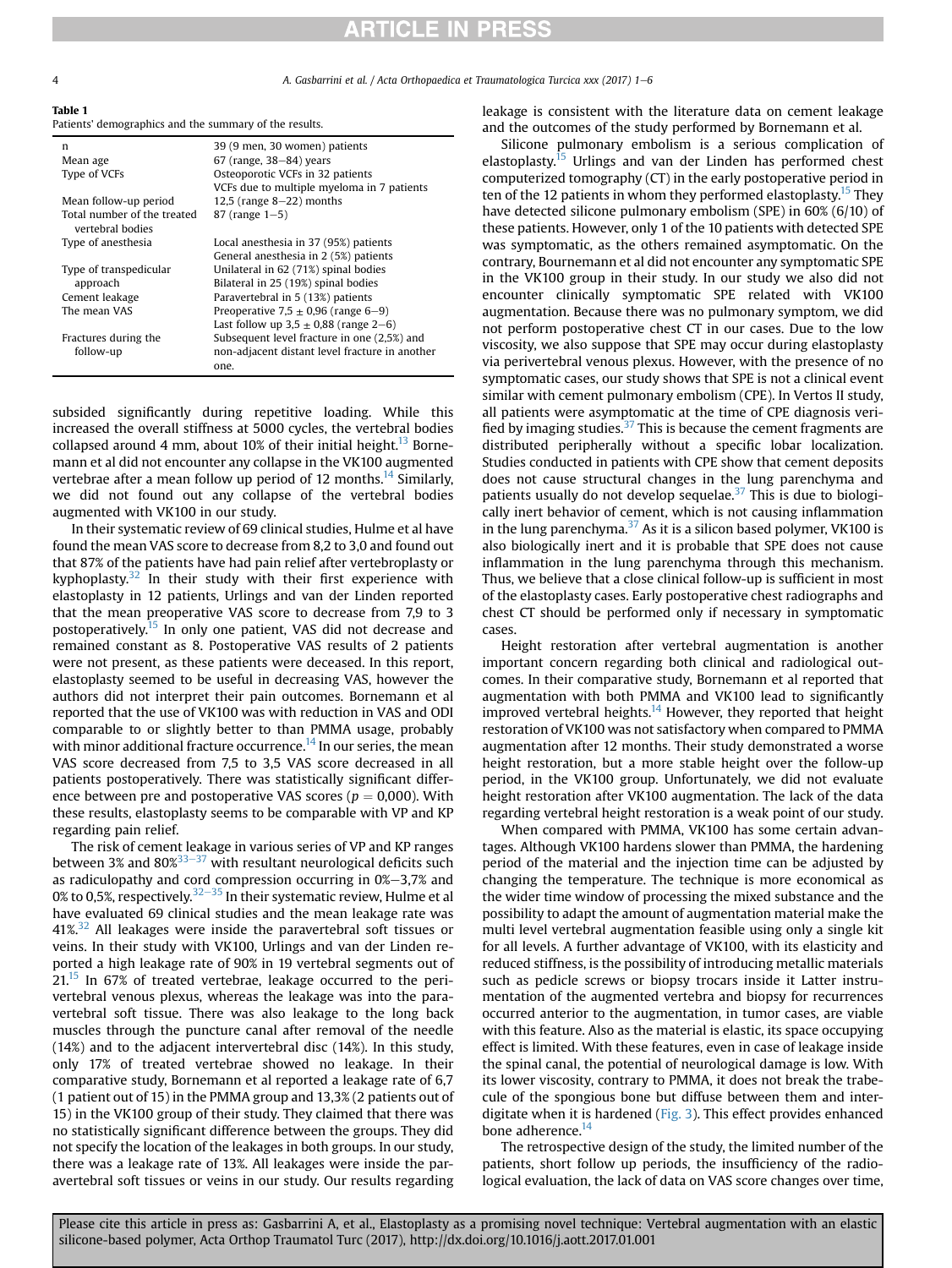**Table 1**
Patients' demographics and the summary of the results.

| | |
|---|---|
| n | 39 (9 men, 30 women) patients |
| Mean age | 67 (range, 38–84) years |
| Type of VCFs | Osteoporotic VCFs in 32 patients<br>VCFs due to multiple myeloma in 7 patients |
| Mean follow-up period | 12,5 (range 8–22) months |
| Total number of the treated vertebral bodies | 87 (range 1–5) |
| Type of anesthesia | Local anesthesia in 37 (95%) patients<br>General anesthesia in 2 (5%) patients |
| Type of transpedicular approach | Unilateral in 62 (71%) spinal bodies<br>Bilateral in 25 (19%) spinal bodies |
| Cement leakage | Paravertebral in 5 (13%) patients |
| The mean VAS | Preoperative 7,5 ± 0,96 (range 6–9)<br>Last follow up 3,5 ± 0,88 (range 2–6) |
| Fractures during the follow-up | Subsequent level fracture in one (2,5%) and non-adjacent distant level fracture in another one. |

subsided significantly during repetitive loading. While this increased the overall stiffness at 5000 cycles, the vertebral bodies collapsed around 4 mm, about 10% of their initial height.[13] Bornemann et al did not encounter any collapse in the VK100 augmented vertebrae after a mean follow up period of 12 months.[14] Similarly, we did not found out any collapse of the vertebral bodies augmented with VK100 in our study.

In their systematic review of 69 clinical studies, Hulme et al have found the mean VAS score to decrease from 8,2 to 3,0 and found out that 87% of the patients have had pain relief after vertebroplasty or kyphoplasty.[32] In their study with their first experience with elastoplasty in 12 patients, Urlings and van der Linden reported that the mean preoperative VAS score to decrease from 7,9 to 3 postoperatively.[15] In only one patient, VAS did not decrease and remained constant as 8. Postoperative VAS results of 2 patients were not present, as these patients were deceased. In this report, elastoplasty seemed to be useful in decreasing VAS, however the authors did not interpret their pain outcomes. Bornemann et al reported that the use of VK100 was with reduction in VAS and ODI comparable to or slightly better to than PMMA usage, probably with minor additional fracture occurrence.[14] In our series, the mean VAS score decreased from 7,5 to 3,5 VAS score decreased in all patients postoperatively. There was statistically significant difference between pre and postoperative VAS scores ($p = 0,000$). With these results, elastoplasty seems to be comparable with VP and KP regarding pain relief.

The risk of cement leakage in various series of VP and KP ranges between 3% and 80%[33–37] with resultant neurological deficits such as radiculopathy and cord compression occurring in 0%–3,7% and 0% to 0,5%, respectively.[32–35] In their systematic review, Hulme et al have evaluated 69 clinical studies and the mean leakage rate was 41%.[32] All leakages were inside the paravertebral soft tissues or veins. In their study with VK100, Urlings and van der Linden reported a high leakage rate of 90% in 19 vertebral segments out of 21.[15] In 67% of treated vertebrae, leakage occurred to the perivertebral venous plexus, whereas the leakage was into the paravertebral soft tissue. There was also leakage to the long back muscles through the puncture canal after removal of the needle (14%) and to the adjacent intervertebral disc (14%). In this study, only 17% of treated vertebrae showed no leakage. In their comparative study, Bornemann et al reported a leakage rate of 6,7 (1 patient out of 15) in the PMMA group and 13,3% (2 patients out of 15) in the VK100 group of their study. They claimed that there was no statistically significant difference between the groups. They did not specify the location of the leakages in both groups. In our study, there was a leakage rate of 13%. All leakages were inside the paravertebral soft tissues or veins in our study. Our results regarding leakage is consistent with the literature data on cement leakage and the outcomes of the study performed by Bornemann et al.

Silicone pulmonary embolism is a serious complication of elastoplasty.[15] Urlings and van der Linden has performed chest computerized tomography (CT) in the early postoperative period in ten of the 12 patients in whom they performed elastoplasty.[15] They have detected silicone pulmonary embolism (SPE) in 60% (6/10) of these patients. However, only 1 of the 10 patients with detected SPE was symptomatic, as the others remained asymptomatic. On the contrary, Bournemann et al did not encounter any symptomatic SPE in the VK100 group in their study. In our study we also did not encounter clinically symptomatic SPE related with VK100 augmentation. Because there was no pulmonary symptom, we did not perform postoperative chest CT in our cases. Due to the low viscosity, we also suppose that SPE may occur during elastoplasty via perivertebral venous plexus. However, with the presence of no symptomatic cases, our study shows that SPE is not a clinical event similar with cement pulmonary embolism (CPE). In Vertos II study, all patients were asymptomatic at the time of CPE diagnosis verified by imaging studies.[37] This is because the cement fragments are distributed peripherally without a specific lobar localization. Studies conducted in patients with CPE show that cement deposits does not cause structural changes in the lung parenchyma and patients usually do not develop sequelae.[37] This is due to biologically inert behavior of cement, which is not causing inflammation in the lung parenchyma.[37] As it is a silicon based polymer, VK100 is also biologically inert and it is probable that SPE does not cause inflammation in the lung parenchyma through this mechanism. Thus, we believe that a close clinical follow-up is sufficient in most of the elastoplasty cases. Early postoperative chest radiographs and chest CT should be performed only if necessary in symptomatic cases.

Height restoration after vertebral augmentation is another important concern regarding both clinical and radiological outcomes. In their comparative study, Bornemann et al reported that augmentation with both PMMA and VK100 lead to significantly improved vertebral heights.[14] However, they reported that height restoration of VK100 was not satisfactory when compared to PMMA augmentation after 12 months. Their study demonstrated a worse height restoration, but a more stable height over the follow-up period, in the VK100 group. Unfortunately, we did not evaluate height restoration after VK100 augmentation. The lack of the data regarding vertebral height restoration is a weak point of our study.

When compared with PMMA, VK100 has some certain advantages. Although VK100 hardens slower than PMMA, the hardening period of the material and the injection time can be adjusted by changing the temperature. The technique is more economical as the wider time window of processing the mixed substance and the possibility to adapt the amount of augmentation material make the multi level vertebral augmentation feasible using only a single kit for all levels. A further advantage of VK100, with its elasticity and reduced stiffness, is the possibility of introducing metallic materials such as pedicle screws or biopsy trocars inside it Latter instrumentation of the augmented vertebra and biopsy for recurrences occurred anterior to the augmentation, in tumor cases, are viable with this feature. Also as the material is elastic, its space occupying effect is limited. With these features, even in case of leakage inside the spinal canal, the potential of neurological damage is low. With its lower viscosity, contrary to PMMA, it does not break the trabecule of the spongious bone but diffuse between them and interdigitate when it is hardened (Fig. 3). This effect provides enhanced bone adherence.[14]

The retrospective design of the study, the limited number of the patients, short follow up periods, the insufficiency of the radiological evaluation, the lack of data on VAS score changes over time,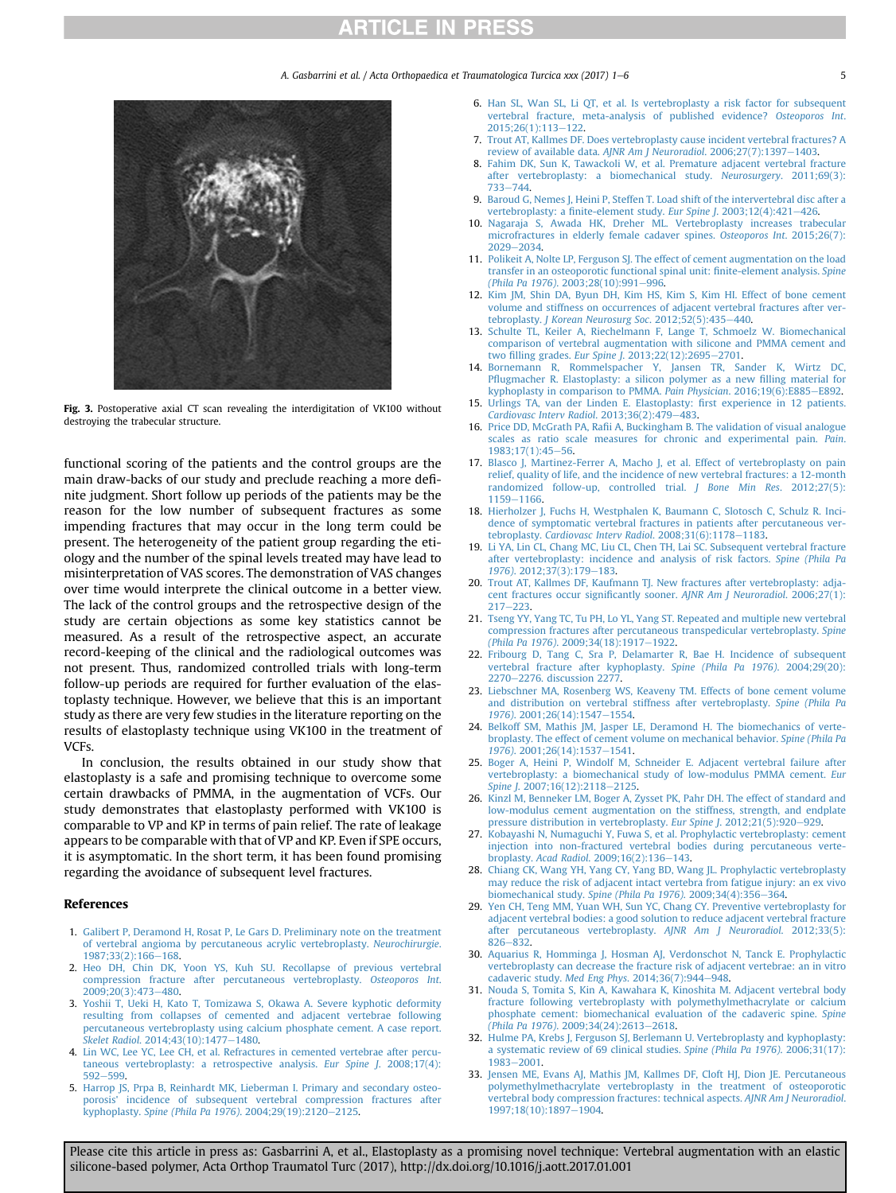Fig. 3. Postoperative axial CT scan revealing the interdigitation of VK100 without destroying the trabecular structure.

functional scoring of the patients and the control groups are the main draw-backs of our study and preclude reaching a more definite judgment. Short follow up periods of the patients may be the reason for the low number of subsequent fractures as some impending fractures that may occur in the long term could be present. The heterogeneity of the patient group regarding the etiology and the number of the spinal levels treated may have lead to misinterpretation of VAS scores. The demonstration of VAS changes over time would interprete the clinical outcome in a better view. The lack of the control groups and the retrospective design of the study are certain objections as some key statistics cannot be measured. As a result of the retrospective aspect, an accurate record-keeping of the clinical and the radiological outcomes was not present. Thus, randomized controlled trials with long-term follow-up periods are required for further evaluation of the elastoplasty technique. However, we believe that this is an important study as there are very few studies in the literature reporting on the results of elastoplasty technique using VK100 in the treatment of VCFs.

In conclusion, the results obtained in our study show that elastoplasty is a safe and promising technique to overcome some certain drawbacks of PMMA, in the augmentation of VCFs. Our study demonstrates that elastoplasty performed with VK100 is comparable to VP and KP in terms of pain relief. The rate of leakage appears to be comparable with that of VP and KP. Even if SPE occurs, it is asymptomatic. In the short term, it has been found promising regarding the avoidance of subsequent level fractures.

## References

1. Galibert P, Deramond H, Rosat P, Le Gars D. Preliminary note on the treatment of vertebral angioma by percutaneous acrylic vertebroplasty. *Neurochirurgie*. 1987;33(2):166–168.
2. Heo DH, Chin DK, Yoon YS, Kuh SU. Recollapse of previous vertebral compression fracture after percutaneous vertebroplasty. *Osteoporos Int*. 2009;20(3):473–480.
3. Yoshii T, Ueki H, Kato T, Tomizawa S, Okawa A. Severe kyphotic deformity resulting from collapses of cemented and adjacent vertebrae following percutaneous vertebroplasty using calcium phosphate cement. A case report. *Skelet Radiol*. 2014;43(10):1477–1480.
4. Lin WC, Lee YC, Lee CH, et al. Refractures in cemented vertebrae after percutaneous vertebroplasty: a retrospective analysis. *Eur Spine J*. 2008;17(4):592–599.
5. Harrop JS, Prpa B, Reinhardt MK, Lieberman I. Primary and secondary osteoporosis' incidence of subsequent vertebral compression fractures after kyphoplasty. *Spine (Phila Pa 1976)*. 2004;29(19):2120–2125.
6. Han SL, Wan SL, Li QT, et al. Is vertebroplasty a risk factor for subsequent vertebral fracture, meta-analysis of published evidence? *Osteoporos Int*. 2015;26(1):113–122.
7. Trout AT, Kallmes DF. Does vertebroplasty cause incident vertebral fractures? A review of available data. *AJNR Am J Neuroradiol*. 2006;27(7):1397–1403.
8. Fahim DK, Sun K, Tawackoli W, et al. Premature adjacent vertebral fracture after vertebroplasty: a biomechanical study. *Neurosurgery*. 2011;69(3):733–744.
9. Baroud G, Nemes J, Heini P, Steffen T. Load shift of the intervertebral disc after a vertebroplasty: a finite-element study. *Eur Spine J*. 2003;12(4):421–426.
10. Nagaraja S, Awada HK, Dreher ML. Vertebroplasty increases trabecular microfractures in elderly female cadaver spines. *Osteoporos Int*. 2015;26(7):2029–2034.
11. Polikeit A, Nolte LP, Ferguson SJ. The effect of cement augmentation on the load transfer in an osteoporotic functional spinal unit: finite-element analysis. *Spine (Phila Pa 1976)*. 2003;28(10):991–996.
12. Kim JM, Shin DA, Byun DH, Kim HS, Kim S, Kim HI. Effect of bone cement volume and stiffness on occurrences of adjacent vertebral fractures after vertebroplasty. *J Korean Neurosurg Soc*. 2012;52(5):435–440.
13. Schulte TL, Keiler A, Riechelmann F, Lange T, Schmoelz W. Biomechanical comparison of vertebral augmentation with silicone and PMMA cement and two filling grades. *Eur Spine J*. 2013;22(12):2695–2701.
14. Bornemann R, Rommelspacher Y, Jansen TR, Sander K, Wirtz DC, Pflugmacher R. Elastoplasty: a silicon polymer as a new filling material for kyphoplasty in comparison to PMMA. *Pain Physician*. 2016;19(6):E885–E892.
15. Urlings TA, van der Linden E. Elastoplasty: first experience in 12 patients. *Cardiovasc Interv Radiol*. 2013;36(2):479–483.
16. Price DD, McGrath PA, Rafii A, Buckingham B. The validation of visual analogue scales as ratio scale measures for chronic and experimental pain. *Pain*. 1983;17(1):45–56.
17. Blasco J, Martinez-Ferrer A, Macho J, et al. Effect of vertebroplasty on pain relief, quality of life, and the incidence of new vertebral fractures: a 12-month randomized follow-up, controlled trial. *J Bone Min Res*. 2012;27(5):1159–1166.
18. Hierholzer J, Fuchs H, Westphalen K, Baumann C, Slotosch C, Schulz R. Incidence of symptomatic vertebral fractures in patients after percutaneous vertebroplasty. *Cardiovasc Interv Radiol*. 2008;31(6):1178–1183.
19. Li YA, Lin CL, Chang MC, Liu CL, Chen TH, Lai SC. Subsequent vertebral fracture after vertebroplasty: incidence and analysis of risk factors. *Spine (Phila Pa 1976)*. 2012;37(3):179–183.
20. Trout AT, Kallmes DF, Kaufmann TJ. New fractures after vertebroplasty: adjacent fractures occur significantly sooner. *AJNR Am J Neuroradiol*. 2006;27(1):217–223.
21. Tseng YY, Yang TC, Tu PH, Lo YL, Yang ST. Repeated and multiple new vertebral compression fractures after percutaneous transpedicular vertebroplasty. *Spine (Phila Pa 1976)*. 2009;34(18):1917–1922.
22. Fribourg D, Tang C, Sra P, Delamarter R, Bae H. Incidence of subsequent vertebral fracture after kyphoplasty. *Spine (Phila Pa 1976)*. 2004;29(20):2270–2276. discussion 2277.
23. Liebschner MA, Rosenberg WS, Keaveny TM. Effects of bone cement volume and distribution on vertebral stiffness after vertebroplasty. *Spine (Phila Pa 1976)*. 2001;26(14):1547–1554.
24. Belkoff SM, Mathis JM, Jasper LE, Deramond H. The biomechanics of vertebroplasty. The effect of cement volume on mechanical behavior. *Spine (Phila Pa 1976)*. 2001;26(14):1537–1541.
25. Boger A, Heini P, Windolf M, Schneider E. Adjacent vertebral failure after vertebroplasty: a biomechanical study of low-modulus PMMA cement. *Eur Spine J*. 2007;16(12):2118–2125.
26. Kinzl M, Benneker LM, Boger A, Zysset PK, Pahr DH. The effect of standard and low-modulus cement augmentation on the stiffness, strength, and endplate pressure distribution in vertebroplasty. *Eur Spine J*. 2012;21(5):920–929.
27. Kobayashi N, Numaguchi Y, Fuwa S, et al. Prophylactic vertebroplasty: cement injection into non-fractured vertebral bodies during percutaneous vertebroplasty. *Acad Radiol*. 2009;16(2):136–143.
28. Chiang CK, Wang YH, Yang CY, Yang BD, Wang JL. Prophylactic vertebroplasty may reduce the risk of adjacent intact vertebra from fatigue injury: an ex vivo biomechanical study. *Spine (Phila Pa 1976)*. 2009;34(4):356–364.
29. Yen CH, Teng MM, Yuan WH, Sun YC, Chang CY. Preventive vertebroplasty for adjacent vertebral bodies: a good solution to reduce adjacent vertebral fracture after percutaneous vertebroplasty. *AJNR Am J Neuroradiol*. 2012;33(5):826–832.
30. Aquarius R, Homminga J, Hosman AJ, Verdonschot N, Tanck E. Prophylactic vertebroplasty can decrease the fracture risk of adjacent vertebrae: an in vitro cadaveric study. *Med Eng Phys*. 2014;36(7):944–948.
31. Nouda S, Tomita S, Kin A, Kawahara K, Kinoshita M. Adjacent vertebral body fracture following vertebroplasty with polymethylmethacrylate or calcium phosphate cement: biomechanical evaluation of the cadaveric spine. *Spine (Phila Pa 1976)*. 2009;34(24):2613–2618.
32. Hulme PA, Krebs J, Ferguson SJ, Berlemann U. Vertebroplasty and kyphoplasty: a systematic review of 69 clinical studies. *Spine (Phila Pa 1976)*. 2006;31(17):1983–2001.
33. Jensen ME, Evans AJ, Mathis JM, Kallmes DF, Cloft HJ, Dion JE. Percutaneous polymethylmethacrylate vertebroplasty in the treatment of osteoporotic vertebral body compression fractures: technical aspects. *AJNR Am J Neuroradiol*. 1997;18(10):1897–1904.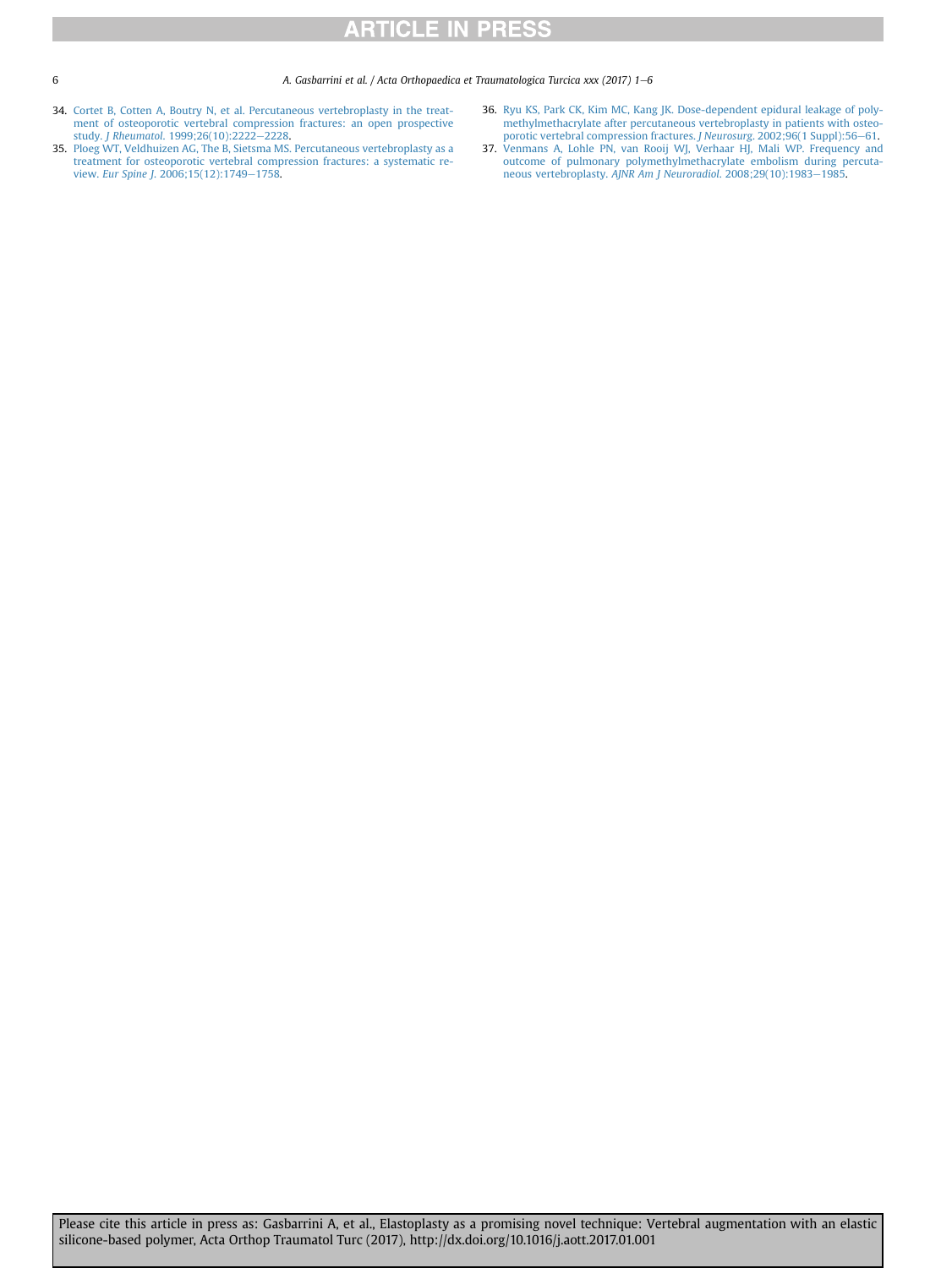34. Cortet B, Cotten A, Boutry N, et al. Percutaneous vertebroplasty in the treatment of osteoporotic vertebral compression fractures: an open prospective study. *J Rheumatol*. 1999;26(10):2222–2228.
35. Ploeg WT, Veldhuizen AG, The B, Sietsma MS. Percutaneous vertebroplasty as a treatment for osteoporotic vertebral compression fractures: a systematic review. *Eur Spine J*. 2006;15(12):1749–1758.
36. Ryu KS, Park CK, Kim MC, Kang JK. Dose-dependent epidural leakage of polymethylmethacrylate after percutaneous vertebroplasty in patients with osteoporotic vertebral compression fractures. *J Neurosurg*. 2002;96(1 Suppl):56–61.
37. Venmans A, Lohle PN, van Rooij WJ, Verhaar HJ, Mali WP. Frequency and outcome of pulmonary polymethylmethacrylate embolism during percutaneous vertebroplasty. *AJNR Am J Neuroradiol*. 2008;29(10):1983–1985.

Please cite this article in press as: Gasbarrini A, et al., Elastoplasty as a promising novel technique: Vertebral augmentation with an elastic silicone-based polymer, Acta Orthop Traumatol Turc (2017), http://dx.doi.org/10.1016/j.aott.2017.01.001